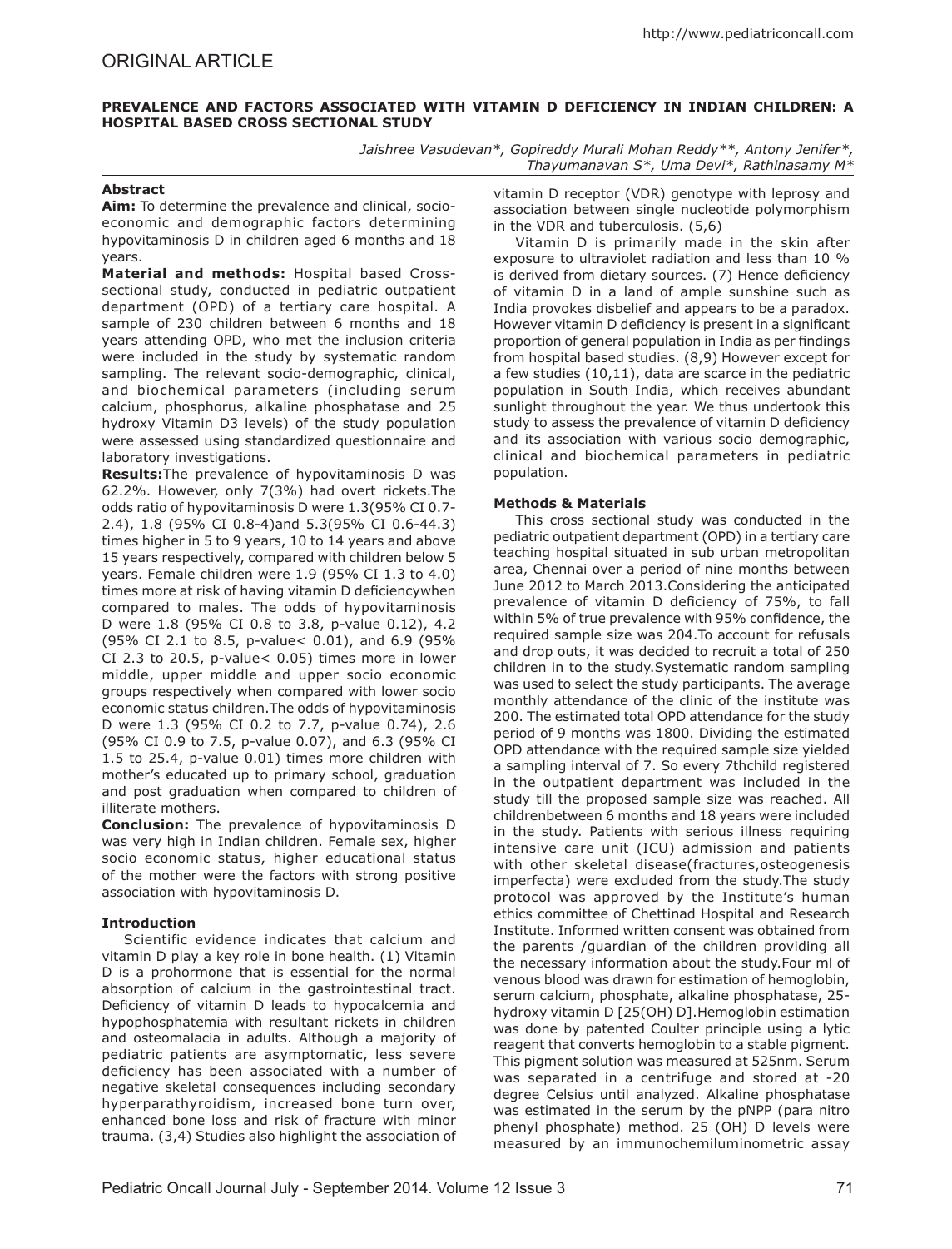ORIGINAL ARTICLE

# PREVALENCE AND FACTORS ASSOCIATED WITH VITAMIN D DEFICIENCY IN INDIAN CHILDREN: A HOSPITAL BASED CROSS SECTIONAL STUDY

*Jaishree Vasudevan*, Gopireddy Murali Mohan Reddy**, Antony Jenifer*, Thayumanavan S*, Uma Devi*, Rathinasamy M**

**Abstract**

**Aim:** To determine the prevalence and clinical, socio-economic and demographic factors determining hypovitaminosis D in children aged 6 months and 18 years.

**Material and methods:** Hospital based Cross-sectional study, conducted in pediatric outpatient department (OPD) of a tertiary care hospital. A sample of 230 children between 6 months and 18 years attending OPD, who met the inclusion criteria were included in the study by systematic random sampling. The relevant socio-demographic, clinical, and biochemical parameters (including serum calcium, phosphorus, alkaline phosphatase and 25 hydroxy Vitamin D3 levels) of the study population were assessed using standardized questionnaire and laboratory investigations.

**Results:**The prevalence of hypovitaminosis D was 62.2%. However, only 7(3%) had overt rickets.The odds ratio of hypovitaminosis D were 1.3(95% CI 0.7-2.4), 1.8 (95% CI 0.8-4)and 5.3(95% CI 0.6-44.3) times higher in 5 to 9 years, 10 to 14 years and above 15 years respectively, compared with children below 5 years. Female children were 1.9 (95% CI 1.3 to 4.0) times more at risk of having vitamin D deficiencywhen compared to males. The odds of hypovitaminosis D were 1.8 (95% CI 0.8 to 3.8, p-value 0.12), 4.2 (95% CI 2.1 to 8.5, p-value< 0.01), and 6.9 (95% CI 2.3 to 20.5, p-value< 0.05) times more in lower middle, upper middle and upper socio economic groups respectively when compared with lower socio economic status children.The odds of hypovitaminosis D were 1.3 (95% CI 0.2 to 7.7, p-value 0.74), 2.6 (95% CI 0.9 to 7.5, p-value 0.07), and 6.3 (95% CI 1.5 to 25.4, p-value 0.01) times more children with mother's educated up to primary school, graduation and post graduation when compared to children of illiterate mothers.

**Conclusion:** The prevalence of hypovitaminosis D was very high in Indian children. Female sex, higher socio economic status, higher educational status of the mother were the factors with strong positive association with hypovitaminosis D.

## Introduction

Scientific evidence indicates that calcium and vitamin D play a key role in bone health. (1) Vitamin D is a prohormone that is essential for the normal absorption of calcium in the gastrointestinal tract. Deficiency of vitamin D leads to hypocalcemia and hypophosphatemia with resultant rickets in children and osteomalacia in adults. Although a majority of pediatric patients are asymptomatic, less severe deficiency has been associated with a number of negative skeletal consequences including secondary hyperparathyroidism, increased bone turn over, enhanced bone loss and risk of fracture with minor trauma. (3,4) Studies also highlight the association of vitamin D receptor (VDR) genotype with leprosy and association between single nucleotide polymorphism in the VDR and tuberculosis. (5,6)

Vitamin D is primarily made in the skin after exposure to ultraviolet radiation and less than 10 % is derived from dietary sources. (7) Hence deficiency of vitamin D in a land of ample sunshine such as India provokes disbelief and appears to be a paradox. However vitamin D deficiency is present in a significant proportion of general population in India as per findings from hospital based studies. (8,9) However except for a few studies (10,11), data are scarce in the pediatric population in South India, which receives abundant sunlight throughout the year. We thus undertook this study to assess the prevalence of vitamin D deficiency and its association with various socio demographic, clinical and biochemical parameters in pediatric population.

## Methods & Materials

This cross sectional study was conducted in the pediatric outpatient department (OPD) in a tertiary care teaching hospital situated in sub urban metropolitan area, Chennai over a period of nine months between June 2012 to March 2013.Considering the anticipated prevalence of vitamin D deficiency of 75%, to fall within 5% of true prevalence with 95% confidence, the required sample size was 204.To account for refusals and drop outs, it was decided to recruit a total of 250 children in to the study.Systematic random sampling was used to select the study participants. The average monthly attendance of the clinic of the institute was 200. The estimated total OPD attendance for the study period of 9 months was 1800. Dividing the estimated OPD attendance with the required sample size yielded a sampling interval of 7. So every 7thchild registered in the outpatient department was included in the study till the proposed sample size was reached. All childrenbetween 6 months and 18 years were included in the study. Patients with serious illness requiring intensive care unit (ICU) admission and patients with other skeletal disease(fractures,osteogenesis imperfecta) were excluded from the study.The study protocol was approved by the Institute's human ethics committee of Chettinad Hospital and Research Institute. Informed written consent was obtained from the parents /guardian of the children providing all the necessary information about the study.Four ml of venous blood was drawn for estimation of hemoglobin, serum calcium, phosphate, alkaline phosphatase, 25-hydroxy vitamin D [25(OH) D].Hemoglobin estimation was done by patented Coulter principle using a lytic reagent that converts hemoglobin to a stable pigment. This pigment solution was measured at 525nm. Serum was separated in a centrifuge and stored at -20 degree Celsius until analyzed. Alkaline phosphatase was estimated in the serum by the pNPP (para nitro phenyl phosphate) method. 25 (OH) D levels were measured by an immunochemiluminometric assay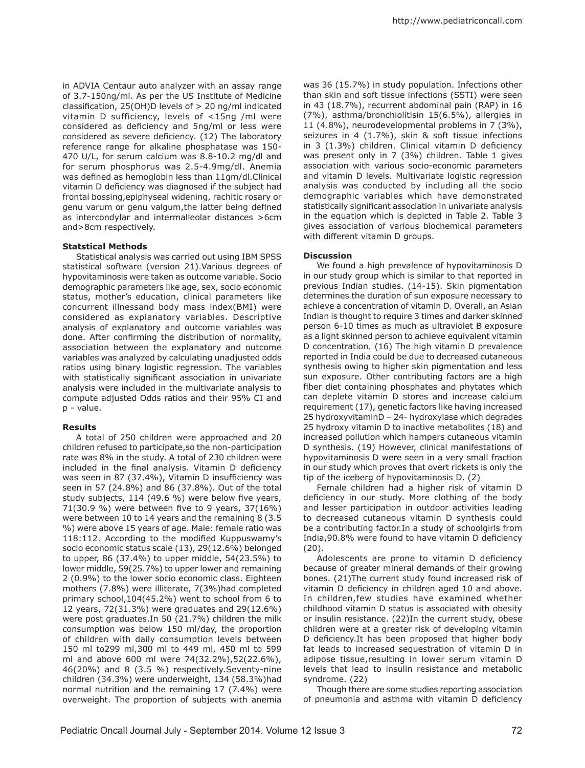in ADVIA Centaur auto analyzer with an assay range of 3.7-150ng/ml. As per the US Institute of Medicine classification, 25(OH)D levels of > 20 ng/ml indicated vitamin D sufficiency, levels of <15ng /ml were considered as deficiency and 5ng/ml or less were considered as severe deficiency. (12) The laboratory reference range for alkaline phosphatase was 150-470 U/L, for serum calcium was 8.8-10.2 mg/dl and for serum phosphorus was 2.5-4.9mg/dl. Anemia was defined as hemoglobin less than 11gm/dl.Clinical vitamin D deficiency was diagnosed if the subject had frontal bossing,epiphyseal widening, rachitic rosary or genu varum or genu valgum,the latter being defined as intercondylar and intermalleolar distances >6cm and>8cm respectively.

**Statstical Methods**

Statistical analysis was carried out using IBM SPSS statistical software (version 21).Various degrees of hypovitaminosis were taken as outcome variable. Socio demographic parameters like age, sex, socio economic status, mother's education, clinical parameters like concurrent illnessand body mass index(BMI) were considered as explanatory variables. Descriptive analysis of explanatory and outcome variables was done. After confirming the distribution of normality, association between the explanatory and outcome variables was analyzed by calculating unadjusted odds ratios using binary logistic regression. The variables with statistically significant association in univariate analysis were included in the multivariate analysis to compute adjusted Odds ratios and their 95% CI and p - value.

**Results**

A total of 250 children were approached and 20 children refused to participate,so the non-participation rate was 8% in the study. A total of 230 children were included in the final analysis. Vitamin D deficiency was seen in 87 (37.4%), Vitamin D insufficiency was seen in 57 (24.8%) and 86 (37.8%). Out of the total study subjects, 114 (49.6 %) were below five years, 71(30.9 %) were between five to 9 years, 37(16%) were between 10 to 14 years and the remaining 8 (3.5 %) were above 15 years of age. Male: female ratio was 118:112. According to the modified Kuppuswamy's socio economic status scale (13), 29(12.6%) belonged to upper, 86 (37.4%) to upper middle, 54(23.5%) to lower middle, 59(25.7%) to upper lower and remaining 2 (0.9%) to the lower socio economic class. Eighteen mothers (7.8%) were illiterate, 7(3%)had completed primary school,104(45.2%) went to school from 6 to 12 years, 72(31.3%) were graduates and 29(12.6%) were post graduates.In 50 (21.7%) children the milk consumption was below 150 ml/day, the proportion of children with daily consumption levels between 150 ml to299 ml,300 ml to 449 ml, 450 ml to 599 ml and above 600 ml were 74(32.2%),52(22.6%), 46(20%) and 8 (3.5 %) respectively.Seventy-nine children (34.3%) were underweight, 134 (58.3%)had normal nutrition and the remaining 17 (7.4%) were overweight. The proportion of subjects with anemia was 36 (15.7%) in study population. Infections other than skin and soft tissue infections (SSTI) were seen in 43 (18.7%), recurrent abdominal pain (RAP) in 16 (7%), asthma/bronchiolitisin 15(6.5%), allergies in 11 (4.8%), neurodevelopmental problems in 7 (3%), seizures in 4 (1.7%), skin & soft tissue infections in 3 (1.3%) children. Clinical vitamin D deficiency was present only in 7 (3%) children. Table 1 gives association with various socio-economic parameters and vitamin D levels. Multivariate logistic regression analysis was conducted by including all the socio demographic variables which have demonstrated statistically significant association in univariate analysis in the equation which is depicted in Table 2. Table 3 gives association of various biochemical parameters with different vitamin D groups.

**Discussion**

We found a high prevalence of hypovitaminosis D in our study group which is similar to that reported in previous Indian studies. (14-15). Skin pigmentation determines the duration of sun exposure necessary to achieve a concentration of vitamin D. Overall, an Asian Indian is thought to require 3 times and darker skinned person 6-10 times as much as ultraviolet B exposure as a light skinned person to achieve equivalent vitamin D concentration. (16) The high vitamin D prevalence reported in India could be due to decreased cutaneous synthesis owing to higher skin pigmentation and less sun exposure. Other contributing factors are a high fiber diet containing phosphates and phytates which can deplete vitamin D stores and increase calcium requirement (17), genetic factors like having increased 25 hydroxyvitaminD – 24- hydroxylase which degrades 25 hydroxy vitamin D to inactive metabolites (18) and increased pollution which hampers cutaneous vitamin D synthesis. (19) However, clinical manifestations of hypovitaminosis D were seen in a very small fraction in our study which proves that overt rickets is only the tip of the iceberg of hypovitaminosis D. (2)

Female children had a higher risk of vitamin D deficiency in our study. More clothing of the body and lesser participation in outdoor activities leading to decreased cutaneous vitamin D synthesis could be a contributing factor.In a study of schoolgirls from India,90.8% were found to have vitamin D deficiency (20).

Adolescents are prone to vitamin D deficiency because of greater mineral demands of their growing bones. (21)The current study found increased risk of vitamin D deficiency in children aged 10 and above. In children,few studies have examined whether childhood vitamin D status is associated with obesity or insulin resistance. (22)In the current study, obese children were at a greater risk of developing vitamin D deficiency.It has been proposed that higher body fat leads to increased sequestration of vitamin D in adipose tissue,resulting in lower serum vitamin D levels that lead to insulin resistance and metabolic syndrome. (22)

Though there are some studies reporting association of pneumonia and asthma with vitamin D deficiency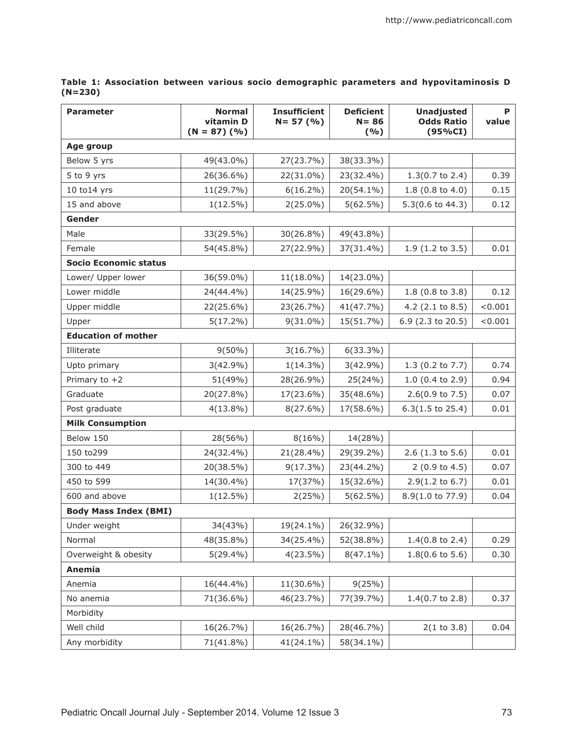**Table 1: Association between various socio demographic parameters and hypovitaminosis D (N=230)**

| Parameter | Normal vitamin D (N = 87) (%) | Insufficient N= 57 (%) | Deficient N= 86 (%) | Unadjusted Odds Ratio (95%CI) | P value |
|---|---|---|---|---|---|
| **Age group** | | | | | |
| Below 5 yrs | 49(43.0%) | 27(23.7%) | 38(33.3%) | | |
| 5 to 9 yrs | 26(36.6%) | 22(31.0%) | 23(32.4%) | 1.3(0.7 to 2.4) | 0.39 |
| 10 to14 yrs | 11(29.7%) | 6(16.2%) | 20(54.1%) | 1.8 (0.8 to 4.0) | 0.15 |
| 15 and above | 1(12.5%) | 2(25.0%) | 5(62.5%) | 5.3(0.6 to 44.3) | 0.12 |
| **Gender** | | | | | |
| Male | 33(29.5%) | 30(26.8%) | 49(43.8%) | | |
| Female | 54(45.8%) | 27(22.9%) | 37(31.4%) | 1.9 (1.2 to 3.5) | 0.01 |
| **Socio Economic status** | | | | | |
| Lower/ Upper lower | 36(59.0%) | 11(18.0%) | 14(23.0%) | | |
| Lower middle | 24(44.4%) | 14(25.9%) | 16(29.6%) | 1.8 (0.8 to 3.8) | 0.12 |
| Upper middle | 22(25.6%) | 23(26.7%) | 41(47.7%) | 4.2 (2.1 to 8.5) | <0.001 |
| Upper | 5(17.2%) | 9(31.0%) | 15(51.7%) | 6.9 (2.3 to 20.5) | <0.001 |
| **Education of mother** | | | | | |
| Illiterate | 9(50%) | 3(16.7%) | 6(33.3%) | | |
| Upto primary | 3(42.9%) | 1(14.3%) | 3(42.9%) | 1.3 (0.2 to 7.7) | 0.74 |
| Primary to +2 | 51(49%) | 28(26.9%) | 25(24%) | 1.0 (0.4 to 2.9) | 0.94 |
| Graduate | 20(27.8%) | 17(23.6%) | 35(48.6%) | 2.6(0.9 to 7.5) | 0.07 |
| Post graduate | 4(13.8%) | 8(27.6%) | 17(58.6%) | 6.3(1.5 to 25.4) | 0.01 |
| **Milk Consumption** | | | | | |
| Below 150 | 28(56%) | 8(16%) | 14(28%) | | |
| 150 to299 | 24(32.4%) | 21(28.4%) | 29(39.2%) | 2.6 (1.3 to 5.6) | 0.01 |
| 300 to 449 | 20(38.5%) | 9(17.3%) | 23(44.2%) | 2 (0.9 to 4.5) | 0.07 |
| 450 to 599 | 14(30.4%) | 17(37%) | 15(32.6%) | 2.9(1.2 to 6.7) | 0.01 |
| 600 and above | 1(12.5%) | 2(25%) | 5(62.5%) | 8.9(1.0 to 77.9) | 0.04 |
| **Body Mass Index (BMI)** | | | | | |
| Under weight | 34(43%) | 19(24.1%) | 26(32.9%) | | |
| Normal | 48(35.8%) | 34(25.4%) | 52(38.8%) | 1.4(0.8 to 2.4) | 0.29 |
| Overweight & obesity | 5(29.4%) | 4(23.5%) | 8(47.1%) | 1.8(0.6 to 5.6) | 0.30 |
| **Anemia** | | | | | |
| Anemia | 16(44.4%) | 11(30.6%) | 9(25%) | | |
| No anemia | 71(36.6%) | 46(23.7%) | 77(39.7%) | 1.4(0.7 to 2.8) | 0.37 |
| Morbidity | | | | | |
| Well child | 16(26.7%) | 16(26.7%) | 28(46.7%) | 2(1 to 3.8) | 0.04 |
| Any morbidity | 71(41.8%) | 41(24.1%) | 58(34.1%) | | |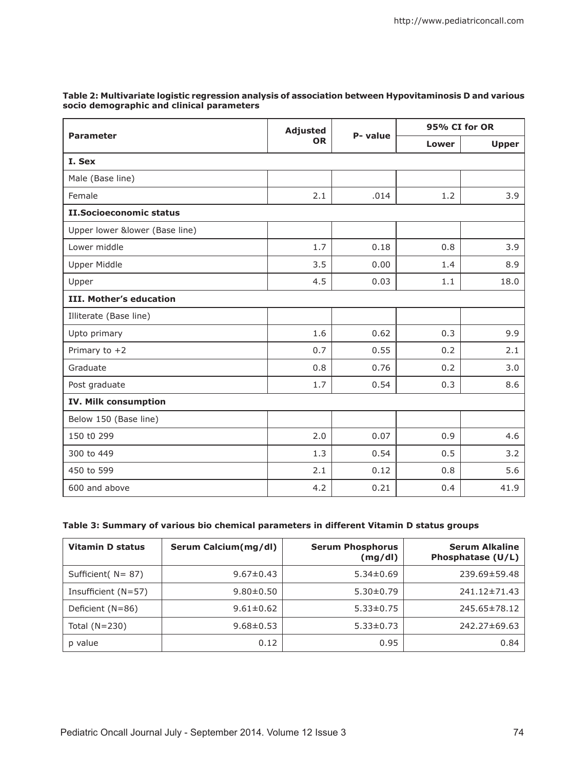**Table 2: Multivariate logistic regression analysis of association between Hypovitaminosis D and various socio demographic and clinical parameters**

| Parameter | Adjusted OR | P- value | 95% CI for OR | |
|---|---|---|---|---|
| | | | Lower | Upper |
| **I. Sex** | | | | |
| Male (Base line) | | | | |
| Female | 2.1 | .014 | 1.2 | 3.9 |
| **II.Socioeconomic status** | | | | |
| Upper lower &lower (Base line) | | | | |
| Lower middle | 1.7 | 0.18 | 0.8 | 3.9 |
| Upper Middle | 3.5 | 0.00 | 1.4 | 8.9 |
| Upper | 4.5 | 0.03 | 1.1 | 18.0 |
| **III. Mother's education** | | | | |
| Illiterate (Base line) | | | | |
| Upto primary | 1.6 | 0.62 | 0.3 | 9.9 |
| Primary to +2 | 0.7 | 0.55 | 0.2 | 2.1 |
| Graduate | 0.8 | 0.76 | 0.2 | 3.0 |
| Post graduate | 1.7 | 0.54 | 0.3 | 8.6 |
| **IV. Milk consumption** | | | | |
| Below 150 (Base line) | | | | |
| 150 t0 299 | 2.0 | 0.07 | 0.9 | 4.6 |
| 300 to 449 | 1.3 | 0.54 | 0.5 | 3.2 |
| 450 to 599 | 2.1 | 0.12 | 0.8 | 5.6 |
| 600 and above | 4.2 | 0.21 | 0.4 | 41.9 |

**Table 3: Summary of various bio chemical parameters in different Vitamin D status groups**

| Vitamin D status | Serum Calcium(mg/dl) | Serum Phosphorus (mg/dl) | Serum Alkaline Phosphatase (U/L) |
|---|---|---|---|
| Sufficient( N= 87) | 9.67±0.43 | 5.34±0.69 | 239.69±59.48 |
| Insufficient (N=57) | 9.80±0.50 | 5.30±0.79 | 241.12±71.43 |
| Deficient (N=86) | 9.61±0.62 | 5.33±0.75 | 245.65±78.12 |
| Total (N=230) | 9.68±0.53 | 5.33±0.73 | 242.27±69.63 |
| p value | 0.12 | 0.95 | 0.84 |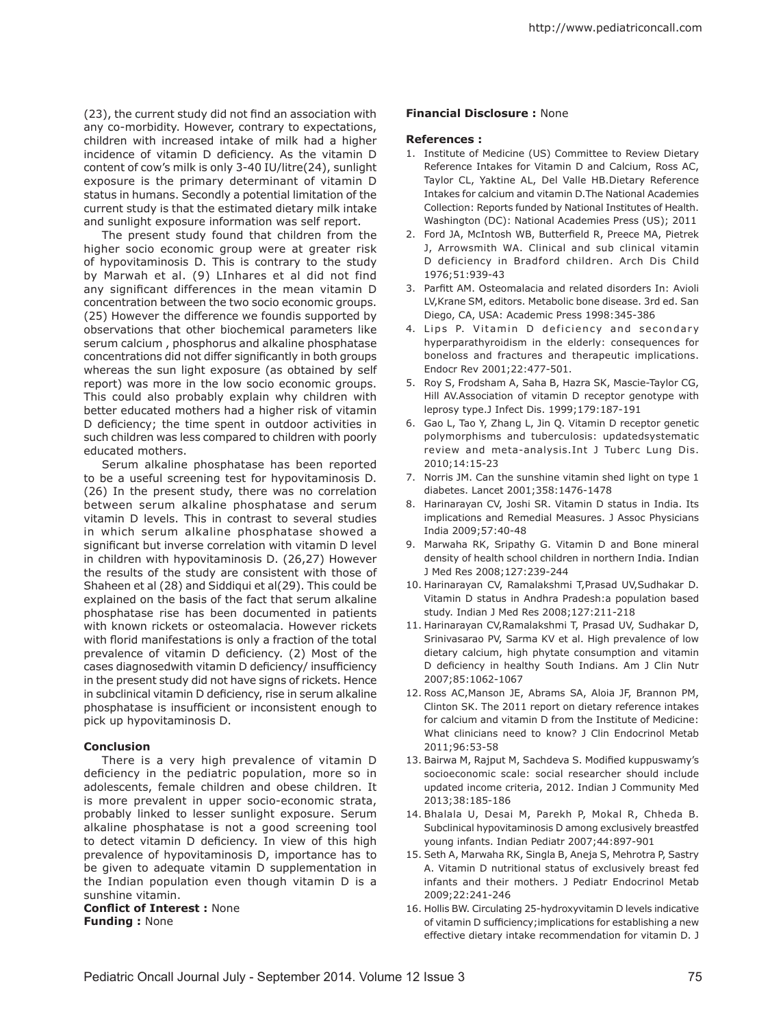(23), the current study did not find an association with any co-morbidity. However, contrary to expectations, children with increased intake of milk had a higher incidence of vitamin D deficiency. As the vitamin D content of cow's milk is only 3-40 IU/litre(24), sunlight exposure is the primary determinant of vitamin D status in humans. Secondly a potential limitation of the current study is that the estimated dietary milk intake and sunlight exposure information was self report.

The present study found that children from the higher socio economic group were at greater risk of hypovitaminosis D. This is contrary to the study by Marwah et al. (9) LInhares et al did not find any significant differences in the mean vitamin D concentration between the two socio economic groups. (25) However the difference we foundis supported by observations that other biochemical parameters like serum calcium , phosphorus and alkaline phosphatase concentrations did not differ significantly in both groups whereas the sun light exposure (as obtained by self report) was more in the low socio economic groups. This could also probably explain why children with better educated mothers had a higher risk of vitamin D deficiency; the time spent in outdoor activities in such children was less compared to children with poorly educated mothers.

Serum alkaline phosphatase has been reported to be a useful screening test for hypovitaminosis D. (26) In the present study, there was no correlation between serum alkaline phosphatase and serum vitamin D levels. This in contrast to several studies in which serum alkaline phosphatase showed a significant but inverse correlation with vitamin D level in children with hypovitaminosis D. (26,27) However the results of the study are consistent with those of Shaheen et al (28) and Siddiqui et al(29). This could be explained on the basis of the fact that serum alkaline phosphatase rise has been documented in patients with known rickets or osteomalacia. However rickets with florid manifestations is only a fraction of the total prevalence of vitamin D deficiency. (2) Most of the cases diagnosedwith vitamin D deficiency/ insufficiency in the present study did not have signs of rickets. Hence in subclinical vitamin D deficiency, rise in serum alkaline phosphatase is insufficient or inconsistent enough to pick up hypovitaminosis D.

## Conclusion

There is a very high prevalence of vitamin D deficiency in the pediatric population, more so in adolescents, female children and obese children. It is more prevalent in upper socio-economic strata, probably linked to lesser sunlight exposure. Serum alkaline phosphatase is not a good screening tool to detect vitamin D deficiency. In view of this high prevalence of hypovitaminosis D, importance has to be given to adequate vitamin D supplementation in the Indian population even though vitamin D is a sunshine vitamin.

**Conflict of Interest :** None
**Funding :** None

**Financial Disclosure :** None

## References :

1. Institute of Medicine (US) Committee to Review Dietary Reference Intakes for Vitamin D and Calcium, Ross AC, Taylor CL, Yaktine AL, Del Valle HB.Dietary Reference Intakes for calcium and vitamin D.The National Academies Collection: Reports funded by National Institutes of Health. Washington (DC): National Academies Press (US); 2011
2. Ford JA, McIntosh WB, Butterfield R, Preece MA, Pietrek J, Arrowsmith WA. Clinical and sub clinical vitamin D deficiency in Bradford children. Arch Dis Child 1976;51:939-43
3. Parfitt AM. Osteomalacia and related disorders In: Avioli LV,Krane SM, editors. Metabolic bone disease. 3rd ed. San Diego, CA, USA: Academic Press 1998:345-386
4. Lips P. Vitamin D deficiency and secondary hyperparathyroidism in the elderly: consequences for boneloss and fractures and therapeutic implications. Endocr Rev 2001;22:477-501.
5. Roy S, Frodsham A, Saha B, Hazra SK, Mascie-Taylor CG, Hill AV.Association of vitamin D receptor genotype with leprosy type.J Infect Dis. 1999;179:187-191
6. Gao L, Tao Y, Zhang L, Jin Q. Vitamin D receptor genetic polymorphisms and tuberculosis: updatedsystematic review and meta-analysis.Int J Tuberc Lung Dis. 2010;14:15-23
7. Norris JM. Can the sunshine vitamin shed light on type 1 diabetes. Lancet 2001;358:1476-1478
8. Harinarayan CV, Joshi SR. Vitamin D status in India. Its implications and Remedial Measures. J Assoc Physicians India 2009;57:40-48
9. Marwaha RK, Sripathy G. Vitamin D and Bone mineral density of health school children in northern India. Indian J Med Res 2008;127:239-244
10. Harinarayan CV, Ramalakshmi T,Prasad UV,Sudhakar D. Vitamin D status in Andhra Pradesh:a population based study. Indian J Med Res 2008;127:211-218
11. Harinarayan CV,Ramalakshmi T, Prasad UV, Sudhakar D, Srinivasarao PV, Sarma KV et al. High prevalence of low dietary calcium, high phytate consumption and vitamin D deficiency in healthy South Indians. Am J Clin Nutr 2007;85:1062-1067
12. Ross AC,Manson JE, Abrams SA, Aloia JF, Brannon PM, Clinton SK. The 2011 report on dietary reference intakes for calcium and vitamin D from the Institute of Medicine: What clinicians need to know? J Clin Endocrinol Metab 2011;96:53-58
13. Bairwa M, Rajput M, Sachdeva S. Modified kuppuswamy's socioeconomic scale: social researcher should include updated income criteria, 2012. Indian J Community Med 2013;38:185-186
14. Bhalala U, Desai M, Parekh P, Mokal R, Chheda B. Subclinical hypovitaminosis D among exclusively breastfed young infants. Indian Pediatr 2007;44:897-901
15. Seth A, Marwaha RK, Singla B, Aneja S, Mehrotra P, Sastry A. Vitamin D nutritional status of exclusively breast fed infants and their mothers. J Pediatr Endocrinol Metab 2009;22:241-246
16. Hollis BW. Circulating 25-hydroxyvitamin D levels indicative of vitamin D sufficiency;implications for establishing a new effective dietary intake recommendation for vitamin D. J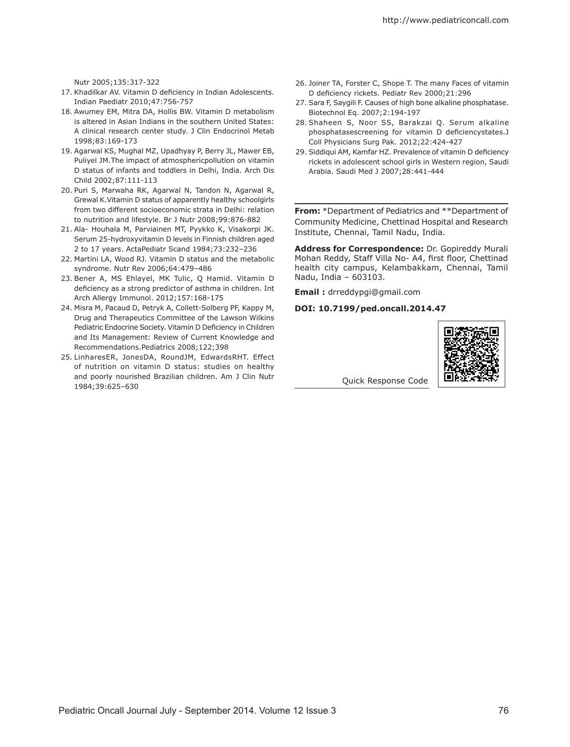Nutr 2005;135:317-322

17. Khadilkar AV. Vitamin D deficiency in Indian Adolescents. Indian Paediatr 2010;47:756-757
18. Awumey EM, Mitra DA, Hollis BW. Vitamin D metabolism is altered in Asian Indians in the southern United States: A clinical research center study. J Clin Endocrinol Metab 1998;83:169-173
19. Agarwal KS, Mughal MZ, Upadhyay P, Berry JL, Mawer EB, Puliyel JM.The impact of atmosphericpollution on vitamin D status of infants and toddlers in Delhi, India. Arch Dis Child 2002;87:111-113
20. Puri S, Marwaha RK, Agarwal N, Tandon N, Agarwal R, Grewal K.Vitamin D status of apparently healthy schoolgirls from two different socioeconomic strata in Delhi: relation to nutrition and lifestyle. Br J Nutr 2008;99:876-882
21. Ala- Houhala M, Parviainen MT, Pyykko K, Visakorpi JK. Serum 25-hydroxyvitamin D levels in Finnish children aged 2 to 17 years. ActaPediatr Scand 1984;73:232–236
22. Martini LA, Wood RJ. Vitamin D status and the metabolic syndrome. Nutr Rev 2006;64:479–486
23. Bener A, MS Ehlayel, MK Tulic, Q Hamid. Vitamin D deficiency as a strong predictor of asthma in children. Int Arch Allergy Immunol. 2012;157:168-175
24. Misra M, Pacaud D, Petryk A, Collett-Solberg PF, Kappy M, Drug and Therapeutics Committee of the Lawson Wilkins Pediatric Endocrine Society. Vitamin D Deficiency in Children and Its Management: Review of Current Knowledge and Recommendations.Pediatrics 2008;122;398
25. LinharesER, JonesDA, RoundJM, EdwardsRHT. Effect of nutrition on vitamin D status: studies on healthy and poorly nourished Brazilian children. Am J Clin Nutr 1984;39:625–630
26. Joiner TA, Forster C, Shope T. The many Faces of vitamin D deficiency rickets. Pediatr Rev 2000;21:296
27. Sara F, Saygili F. Causes of high bone alkaline phosphatase. Biotechnol Eq. 2007;2:194-197
28. Shaheen S, Noor SS, Barakzai Q. Serum alkaline phosphatasescreening for vitamin D deficiencystates.J Coll Physicians Surg Pak. 2012;22:424-427
29. Siddiqui AM, Kamfar HZ. Prevalence of vitamin D deficiency rickets in adolescent school girls in Western region, Saudi Arabia. Saudi Med J 2007;28:441-444

**From:** *Department of Pediatrics and **Department of Community Medicine, Chettinad Hospital and Research Institute, Chennai, Tamil Nadu, India.

**Address for Correspondence:** Dr. Gopireddy Murali Mohan Reddy, Staff Villa No- A4, first floor, Chettinad health city campus, Kelambakkam, Chennai, Tamil Nadu, India – 603103.

**Email :** drreddypgi@gmail.com

**DOI: 10.7199/ped.oncall.2014.47**

Quick Response Code